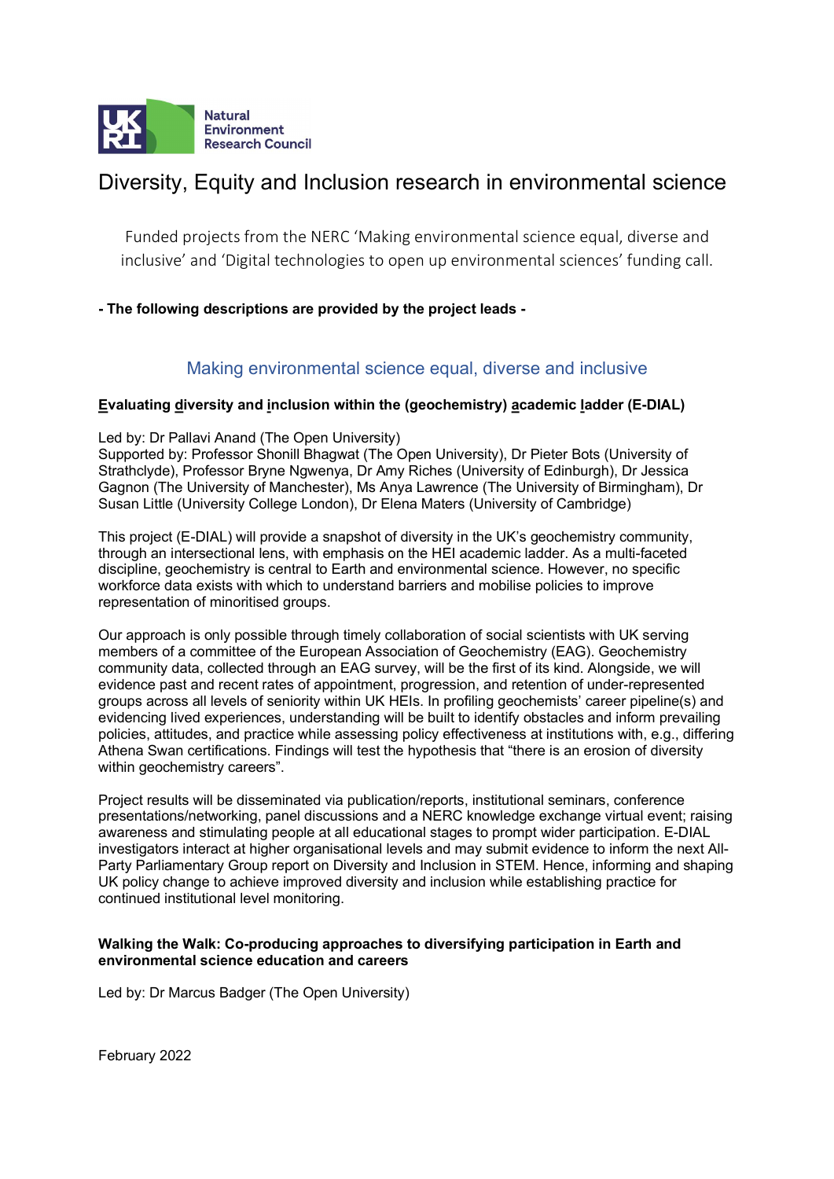Natural Environment Research Council

# Diversity, Equity and Inclusion research in environmental science

Funded projects from the NERC 'Making environmental science equal, diverse and inclusive' and 'Digital technologies to open up environmental sciences' funding call.

**- The following descriptions are provided by the project leads -**

## Making environmental science equal, diverse and inclusive

### Evaluating diversity and inclusion within the (geochemistry) academic ladder (E-DIAL)

Led by: Dr Pallavi Anand (The Open University)
Supported by: Professor Shonill Bhagwat (The Open University), Dr Pieter Bots (University of Strathclyde), Professor Bryne Ngwenya, Dr Amy Riches (University of Edinburgh), Dr Jessica Gagnon (The University of Manchester), Ms Anya Lawrence (The University of Birmingham), Dr Susan Little (University College London), Dr Elena Maters (University of Cambridge)

This project (E-DIAL) will provide a snapshot of diversity in the UK's geochemistry community, through an intersectional lens, with emphasis on the HEI academic ladder. As a multi-faceted discipline, geochemistry is central to Earth and environmental science. However, no specific workforce data exists with which to understand barriers and mobilise policies to improve representation of minoritised groups.

Our approach is only possible through timely collaboration of social scientists with UK serving members of a committee of the European Association of Geochemistry (EAG). Geochemistry community data, collected through an EAG survey, will be the first of its kind. Alongside, we will evidence past and recent rates of appointment, progression, and retention of under-represented groups across all levels of seniority within UK HEIs. In profiling geochemists' career pipeline(s) and evidencing lived experiences, understanding will be built to identify obstacles and inform prevailing policies, attitudes, and practice while assessing policy effectiveness at institutions with, e.g., differing Athena Swan certifications. Findings will test the hypothesis that "there is an erosion of diversity within geochemistry careers".

Project results will be disseminated via publication/reports, institutional seminars, conference presentations/networking, panel discussions and a NERC knowledge exchange virtual event; raising awareness and stimulating people at all educational stages to prompt wider participation. E-DIAL investigators interact at higher organisational levels and may submit evidence to inform the next All-Party Parliamentary Group report on Diversity and Inclusion in STEM. Hence, informing and shaping UK policy change to achieve improved diversity and inclusion while establishing practice for continued institutional level monitoring.

### Walking the Walk: Co-producing approaches to diversifying participation in Earth and environmental science education and careers

Led by: Dr Marcus Badger (The Open University)

February 2022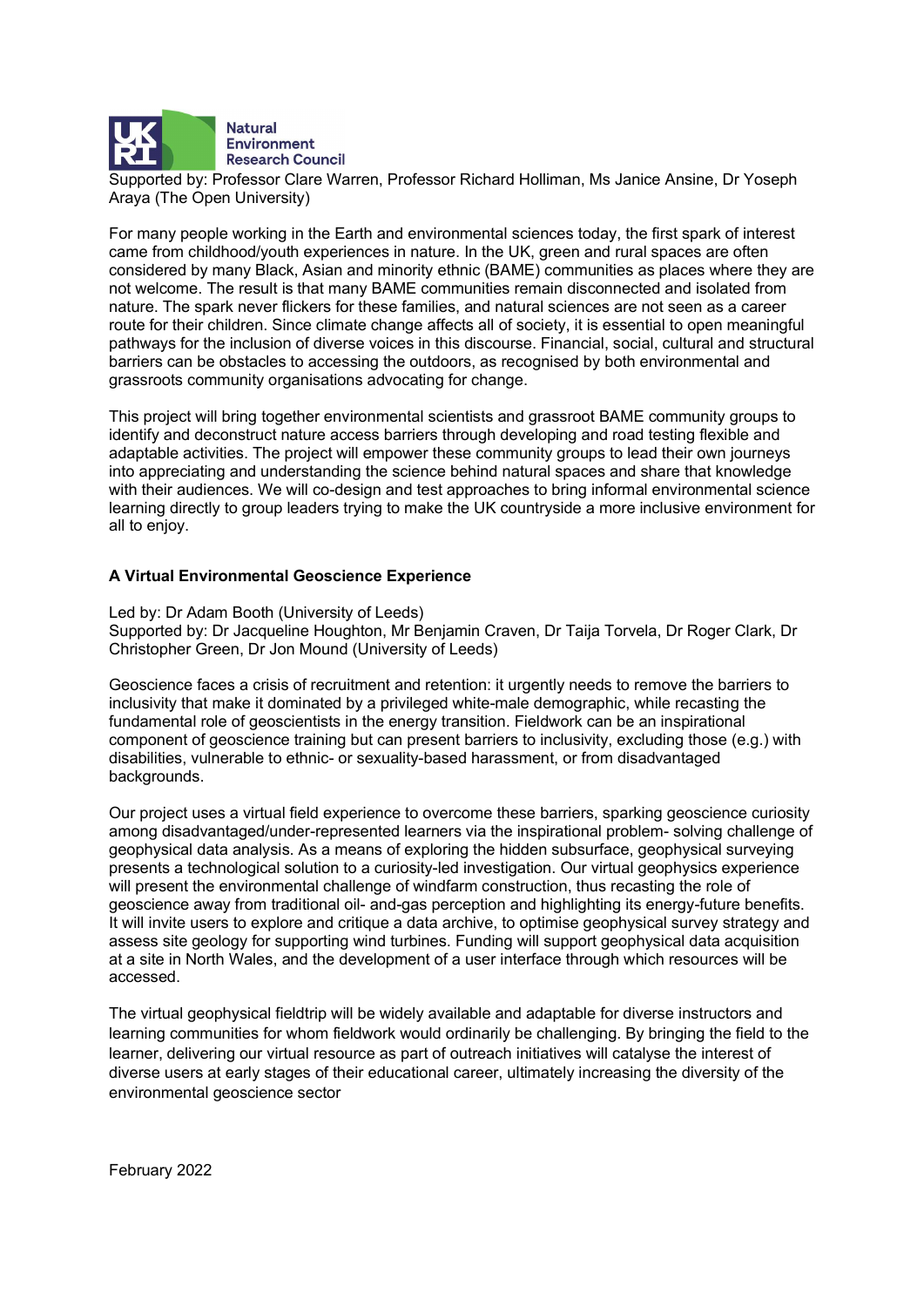Supported by: Professor Clare Warren, Professor Richard Holliman, Ms Janice Ansine, Dr Yoseph Araya (The Open University)

For many people working in the Earth and environmental sciences today, the first spark of interest came from childhood/youth experiences in nature. In the UK, green and rural spaces are often considered by many Black, Asian and minority ethnic (BAME) communities as places where they are not welcome. The result is that many BAME communities remain disconnected and isolated from nature. The spark never flickers for these families, and natural sciences are not seen as a career route for their children. Since climate change affects all of society, it is essential to open meaningful pathways for the inclusion of diverse voices in this discourse. Financial, social, cultural and structural barriers can be obstacles to accessing the outdoors, as recognised by both environmental and grassroots community organisations advocating for change.

This project will bring together environmental scientists and grassroot BAME community groups to identify and deconstruct nature access barriers through developing and road testing flexible and adaptable activities. The project will empower these community groups to lead their own journeys into appreciating and understanding the science behind natural spaces and share that knowledge with their audiences. We will co-design and test approaches to bring informal environmental science learning directly to group leaders trying to make the UK countryside a more inclusive environment for all to enjoy.

### A Virtual Environmental Geoscience Experience

Led by: Dr Adam Booth (University of Leeds)
Supported by: Dr Jacqueline Houghton, Mr Benjamin Craven, Dr Taija Torvela, Dr Roger Clark, Dr Christopher Green, Dr Jon Mound (University of Leeds)

Geoscience faces a crisis of recruitment and retention: it urgently needs to remove the barriers to inclusivity that make it dominated by a privileged white-male demographic, while recasting the fundamental role of geoscientists in the energy transition. Fieldwork can be an inspirational component of geoscience training but can present barriers to inclusivity, excluding those (e.g.) with disabilities, vulnerable to ethnic- or sexuality-based harassment, or from disadvantaged backgrounds.

Our project uses a virtual field experience to overcome these barriers, sparking geoscience curiosity among disadvantaged/under-represented learners via the inspirational problem- solving challenge of geophysical data analysis. As a means of exploring the hidden subsurface, geophysical surveying presents a technological solution to a curiosity-led investigation. Our virtual geophysics experience will present the environmental challenge of windfarm construction, thus recasting the role of geoscience away from traditional oil- and-gas perception and highlighting its energy-future benefits. It will invite users to explore and critique a data archive, to optimise geophysical survey strategy and assess site geology for supporting wind turbines. Funding will support geophysical data acquisition at a site in North Wales, and the development of a user interface through which resources will be accessed.

The virtual geophysical fieldtrip will be widely available and adaptable for diverse instructors and learning communities for whom fieldwork would ordinarily be challenging. By bringing the field to the learner, delivering our virtual resource as part of outreach initiatives will catalyse the interest of diverse users at early stages of their educational career, ultimately increasing the diversity of the environmental geoscience sector

February 2022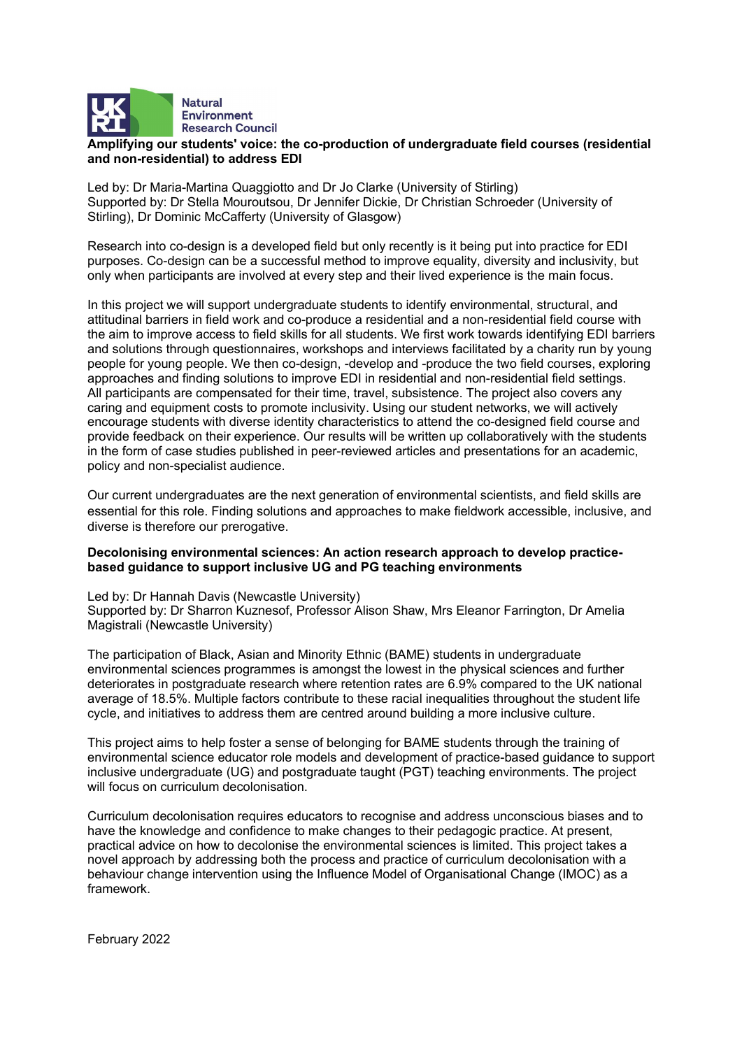**Amplifying our students' voice: the co-production of undergraduate field courses (residential and non-residential) to address EDI**

Led by: Dr Maria-Martina Quaggiotto and Dr Jo Clarke (University of Stirling)
Supported by: Dr Stella Mouroutsou, Dr Jennifer Dickie, Dr Christian Schroeder (University of Stirling), Dr Dominic McCafferty (University of Glasgow)

Research into co-design is a developed field but only recently is it being put into practice for EDI purposes. Co-design can be a successful method to improve equality, diversity and inclusivity, but only when participants are involved at every step and their lived experience is the main focus.

In this project we will support undergraduate students to identify environmental, structural, and attitudinal barriers in field work and co-produce a residential and a non-residential field course with the aim to improve access to field skills for all students. We first work towards identifying EDI barriers and solutions through questionnaires, workshops and interviews facilitated by a charity run by young people for young people. We then co-design, -develop and -produce the two field courses, exploring approaches and finding solutions to improve EDI in residential and non-residential field settings. All participants are compensated for their time, travel, subsistence. The project also covers any caring and equipment costs to promote inclusivity. Using our student networks, we will actively encourage students with diverse identity characteristics to attend the co-designed field course and provide feedback on their experience. Our results will be written up collaboratively with the students in the form of case studies published in peer-reviewed articles and presentations for an academic, policy and non-specialist audience.

Our current undergraduates are the next generation of environmental scientists, and field skills are essential for this role. Finding solutions and approaches to make fieldwork accessible, inclusive, and diverse is therefore our prerogative.

**Decolonising environmental sciences: An action research approach to develop practice-based guidance to support inclusive UG and PG teaching environments**

Led by: Dr Hannah Davis (Newcastle University)
Supported by: Dr Sharron Kuznesof, Professor Alison Shaw, Mrs Eleanor Farrington, Dr Amelia Magistrali (Newcastle University)

The participation of Black, Asian and Minority Ethnic (BAME) students in undergraduate environmental sciences programmes is amongst the lowest in the physical sciences and further deteriorates in postgraduate research where retention rates are 6.9% compared to the UK national average of 18.5%. Multiple factors contribute to these racial inequalities throughout the student life cycle, and initiatives to address them are centred around building a more inclusive culture.

This project aims to help foster a sense of belonging for BAME students through the training of environmental science educator role models and development of practice-based guidance to support inclusive undergraduate (UG) and postgraduate taught (PGT) teaching environments. The project will focus on curriculum decolonisation.

Curriculum decolonisation requires educators to recognise and address unconscious biases and to have the knowledge and confidence to make changes to their pedagogic practice. At present, practical advice on how to decolonise the environmental sciences is limited. This project takes a novel approach by addressing both the process and practice of curriculum decolonisation with a behaviour change intervention using the Influence Model of Organisational Change (IMOC) as a framework.

February 2022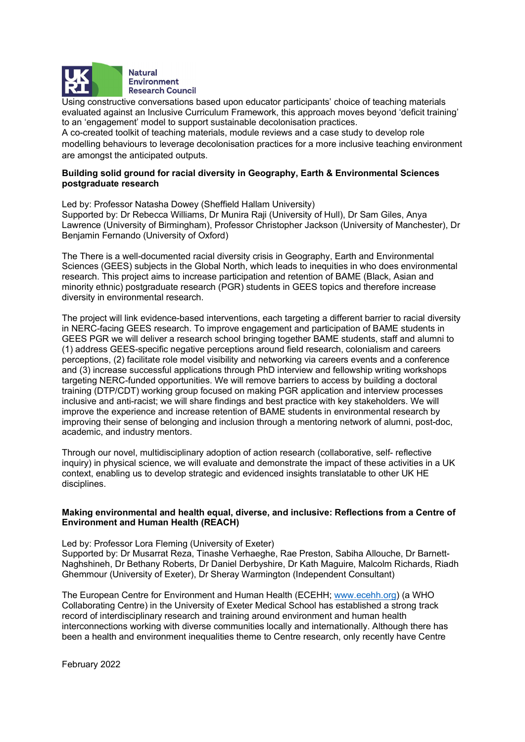Using constructive conversations based upon educator participants' choice of teaching materials evaluated against an Inclusive Curriculum Framework, this approach moves beyond 'deficit training' to an 'engagement' model to support sustainable decolonisation practices.

A co-created toolkit of teaching materials, module reviews and a case study to develop role modelling behaviours to leverage decolonisation practices for a more inclusive teaching environment are amongst the anticipated outputs.

**Building solid ground for racial diversity in Geography, Earth & Environmental Sciences postgraduate research**

Led by: Professor Natasha Dowey (Sheffield Hallam University)
Supported by: Dr Rebecca Williams, Dr Munira Raji (University of Hull), Dr Sam Giles, Anya Lawrence (University of Birmingham), Professor Christopher Jackson (University of Manchester), Dr Benjamin Fernando (University of Oxford)

The There is a well-documented racial diversity crisis in Geography, Earth and Environmental Sciences (GEES) subjects in the Global North, which leads to inequities in who does environmental research. This project aims to increase participation and retention of BAME (Black, Asian and minority ethnic) postgraduate research (PGR) students in GEES topics and therefore increase diversity in environmental research.

The project will link evidence-based interventions, each targeting a different barrier to racial diversity in NERC-facing GEES research. To improve engagement and participation of BAME students in GEES PGR we will deliver a research school bringing together BAME students, staff and alumni to (1) address GEES-specific negative perceptions around field research, colonialism and careers perceptions, (2) facilitate role model visibility and networking via careers events and a conference and (3) increase successful applications through PhD interview and fellowship writing workshops targeting NERC-funded opportunities. We will remove barriers to access by building a doctoral training (DTP/CDT) working group focused on making PGR application and interview processes inclusive and anti-racist; we will share findings and best practice with key stakeholders. We will improve the experience and increase retention of BAME students in environmental research by improving their sense of belonging and inclusion through a mentoring network of alumni, post-doc, academic, and industry mentors.

Through our novel, multidisciplinary adoption of action research (collaborative, self- reflective inquiry) in physical science, we will evaluate and demonstrate the impact of these activities in a UK context, enabling us to develop strategic and evidenced insights translatable to other UK HE disciplines.

**Making environmental and health equal, diverse, and inclusive: Reflections from a Centre of Environment and Human Health (REACH)**

Led by: Professor Lora Fleming (University of Exeter)
Supported by: Dr Musarrat Reza, Tinashe Verhaeghe, Rae Preston, Sabiha Allouche, Dr Barnett-Naghshineh, Dr Bethany Roberts, Dr Daniel Derbyshire, Dr Kath Maguire, Malcolm Richards, Riadh Ghemmour (University of Exeter), Dr Sheray Warmington (Independent Consultant)

The European Centre for Environment and Human Health (ECEHH; www.ecehh.org) (a WHO Collaborating Centre) in the University of Exeter Medical School has established a strong track record of interdisciplinary research and training around environment and human health interconnections working with diverse communities locally and internationally. Although there has been a health and environment inequalities theme to Centre research, only recently have Centre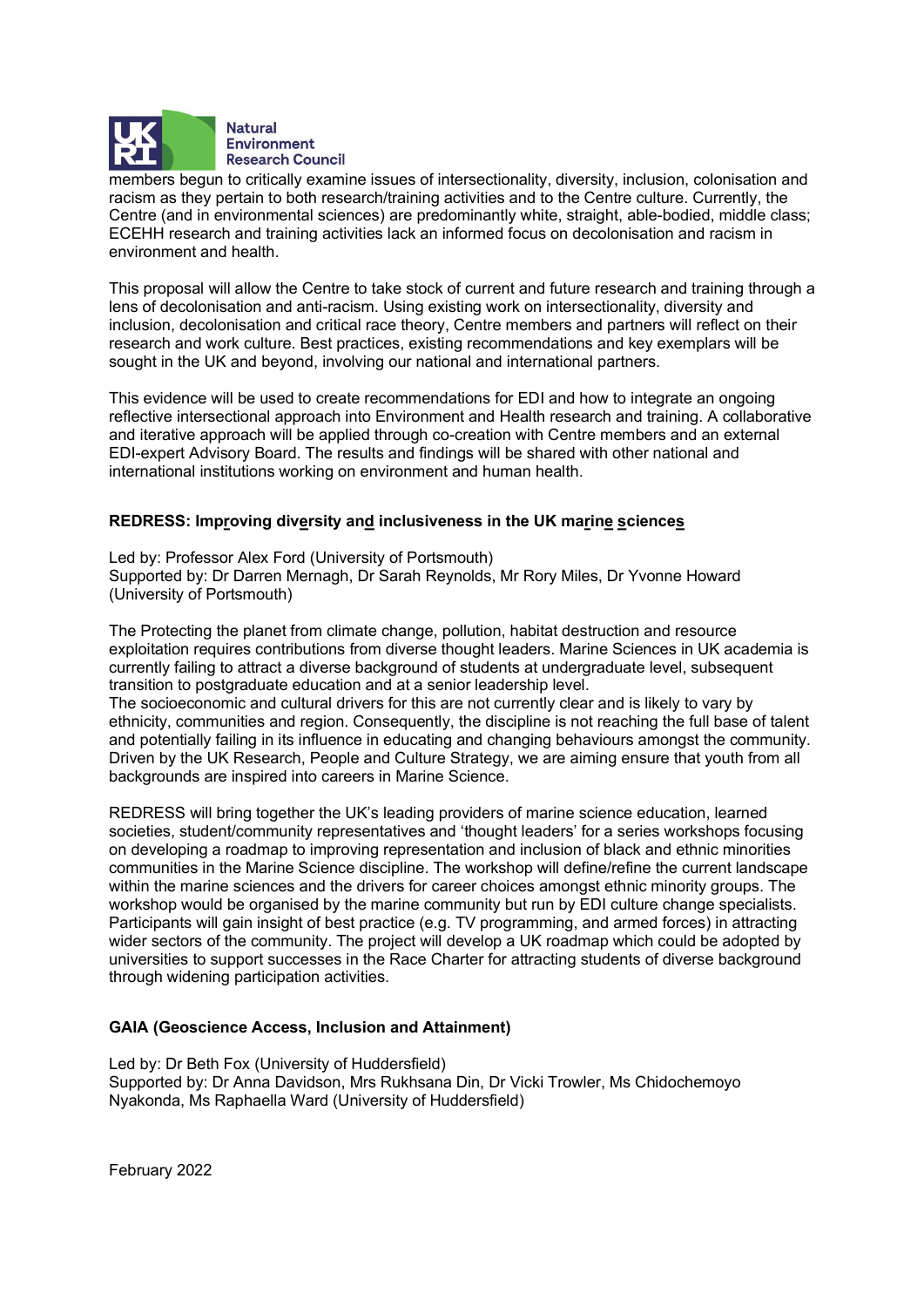members begun to critically examine issues of intersectionality, diversity, inclusion, colonisation and racism as they pertain to both research/training activities and to the Centre culture. Currently, the Centre (and in environmental sciences) are predominantly white, straight, able-bodied, middle class; ECEHH research and training activities lack an informed focus on decolonisation and racism in environment and health.

This proposal will allow the Centre to take stock of current and future research and training through a lens of decolonisation and anti-racism. Using existing work on intersectionality, diversity and inclusion, decolonisation and critical race theory, Centre members and partners will reflect on their research and work culture. Best practices, existing recommendations and key exemplars will be sought in the UK and beyond, involving our national and international partners.

This evidence will be used to create recommendations for EDI and how to integrate an ongoing reflective intersectional approach into Environment and Health research and training. A collaborative and iterative approach will be applied through co-creation with Centre members and an external EDI-expert Advisory Board. The results and findings will be shared with other national and international institutions working on environment and human health.

### REDRESS: Improving diversity and inclusiveness in the UK marine sciences

Led by: Professor Alex Ford (University of Portsmouth)
Supported by: Dr Darren Mernagh, Dr Sarah Reynolds, Mr Rory Miles, Dr Yvonne Howard (University of Portsmouth)

The Protecting the planet from climate change, pollution, habitat destruction and resource exploitation requires contributions from diverse thought leaders. Marine Sciences in UK academia is currently failing to attract a diverse background of students at undergraduate level, subsequent transition to postgraduate education and at a senior leadership level.
The socioeconomic and cultural drivers for this are not currently clear and is likely to vary by ethnicity, communities and region. Consequently, the discipline is not reaching the full base of talent and potentially failing in its influence in educating and changing behaviours amongst the community. Driven by the UK Research, People and Culture Strategy, we are aiming ensure that youth from all backgrounds are inspired into careers in Marine Science.

REDRESS will bring together the UK's leading providers of marine science education, learned societies, student/community representatives and 'thought leaders' for a series workshops focusing on developing a roadmap to improving representation and inclusion of black and ethnic minorities communities in the Marine Science discipline. The workshop will define/refine the current landscape within the marine sciences and the drivers for career choices amongst ethnic minority groups. The workshop would be organised by the marine community but run by EDI culture change specialists. Participants will gain insight of best practice (e.g. TV programming, and armed forces) in attracting wider sectors of the community. The project will develop a UK roadmap which could be adopted by universities to support successes in the Race Charter for attracting students of diverse background through widening participation activities.

### GAIA (Geoscience Access, Inclusion and Attainment)

Led by: Dr Beth Fox (University of Huddersfield)
Supported by: Dr Anna Davidson, Mrs Rukhsana Din, Dr Vicki Trowler, Ms Chidochemoyo Nyakonda, Ms Raphaella Ward (University of Huddersfield)

February 2022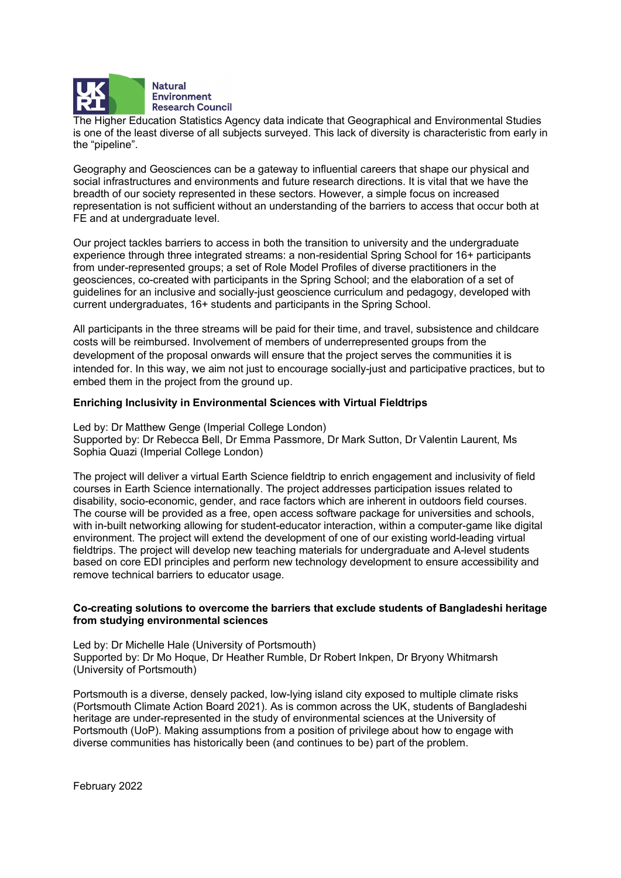The Higher Education Statistics Agency data indicate that Geographical and Environmental Studies is one of the least diverse of all subjects surveyed. This lack of diversity is characteristic from early in the "pipeline".

Geography and Geosciences can be a gateway to influential careers that shape our physical and social infrastructures and environments and future research directions. It is vital that we have the breadth of our society represented in these sectors. However, a simple focus on increased representation is not sufficient without an understanding of the barriers to access that occur both at FE and at undergraduate level.

Our project tackles barriers to access in both the transition to university and the undergraduate experience through three integrated streams: a non-residential Spring School for 16+ participants from under-represented groups; a set of Role Model Profiles of diverse practitioners in the geosciences, co-created with participants in the Spring School; and the elaboration of a set of guidelines for an inclusive and socially-just geoscience curriculum and pedagogy, developed with current undergraduates, 16+ students and participants in the Spring School.

All participants in the three streams will be paid for their time, and travel, subsistence and childcare costs will be reimbursed. Involvement of members of underrepresented groups from the development of the proposal onwards will ensure that the project serves the communities it is intended for. In this way, we aim not just to encourage socially-just and participative practices, but to embed them in the project from the ground up.

**Enriching Inclusivity in Environmental Sciences with Virtual Fieldtrips**

Led by: Dr Matthew Genge (Imperial College London)
Supported by: Dr Rebecca Bell, Dr Emma Passmore, Dr Mark Sutton, Dr Valentin Laurent, Ms Sophia Quazi (Imperial College London)

The project will deliver a virtual Earth Science fieldtrip to enrich engagement and inclusivity of field courses in Earth Science internationally. The project addresses participation issues related to disability, socio-economic, gender, and race factors which are inherent in outdoors field courses. The course will be provided as a free, open access software package for universities and schools, with in-built networking allowing for student-educator interaction, within a computer-game like digital environment. The project will extend the development of one of our existing world-leading virtual fieldtrips. The project will develop new teaching materials for undergraduate and A-level students based on core EDI principles and perform new technology development to ensure accessibility and remove technical barriers to educator usage.

**Co-creating solutions to overcome the barriers that exclude students of Bangladeshi heritage from studying environmental sciences**

Led by: Dr Michelle Hale (University of Portsmouth)
Supported by: Dr Mo Hoque, Dr Heather Rumble, Dr Robert Inkpen, Dr Bryony Whitmarsh (University of Portsmouth)

Portsmouth is a diverse, densely packed, low-lying island city exposed to multiple climate risks (Portsmouth Climate Action Board 2021). As is common across the UK, students of Bangladeshi heritage are under-represented in the study of environmental sciences at the University of Portsmouth (UoP). Making assumptions from a position of privilege about how to engage with diverse communities has historically been (and continues to be) part of the problem.

February 2022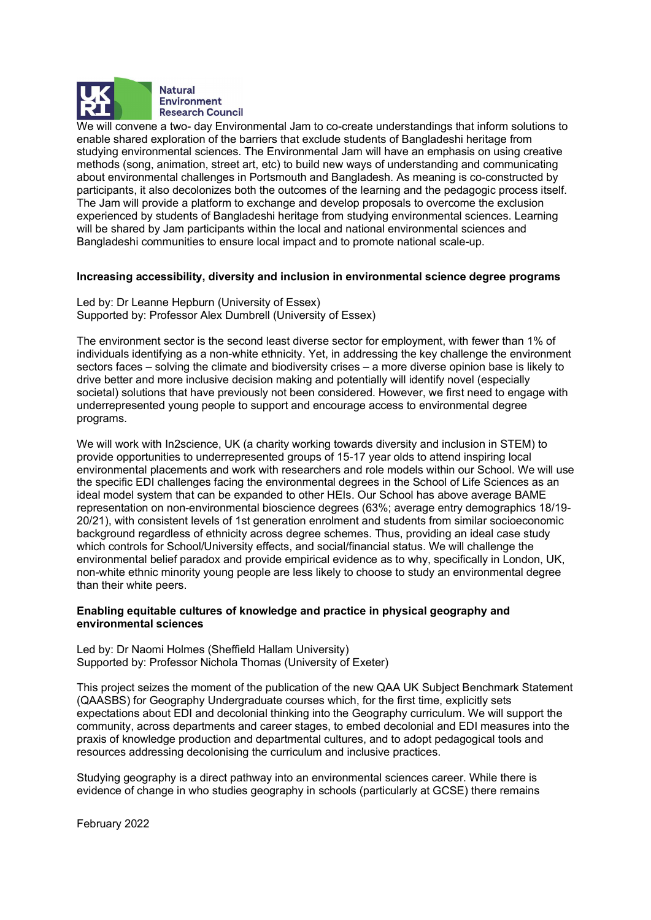We will convene a two- day Environmental Jam to co-create understandings that inform solutions to enable shared exploration of the barriers that exclude students of Bangladeshi heritage from studying environmental sciences. The Environmental Jam will have an emphasis on using creative methods (song, animation, street art, etc) to build new ways of understanding and communicating about environmental challenges in Portsmouth and Bangladesh. As meaning is co-constructed by participants, it also decolonizes both the outcomes of the learning and the pedagogic process itself. The Jam will provide a platform to exchange and develop proposals to overcome the exclusion experienced by students of Bangladeshi heritage from studying environmental sciences. Learning will be shared by Jam participants within the local and national environmental sciences and Bangladeshi communities to ensure local impact and to promote national scale-up.

### Increasing accessibility, diversity and inclusion in environmental science degree programs

Led by: Dr Leanne Hepburn (University of Essex)
Supported by: Professor Alex Dumbrell (University of Essex)

The environment sector is the second least diverse sector for employment, with fewer than 1% of individuals identifying as a non-white ethnicity. Yet, in addressing the key challenge the environment sectors faces – solving the climate and biodiversity crises – a more diverse opinion base is likely to drive better and more inclusive decision making and potentially will identify novel (especially societal) solutions that have previously not been considered. However, we first need to engage with underrepresented young people to support and encourage access to environmental degree programs.

We will work with In2science, UK (a charity working towards diversity and inclusion in STEM) to provide opportunities to underrepresented groups of 15-17 year olds to attend inspiring local environmental placements and work with researchers and role models within our School. We will use the specific EDI challenges facing the environmental degrees in the School of Life Sciences as an ideal model system that can be expanded to other HEIs. Our School has above average BAME representation on non-environmental bioscience degrees (63%; average entry demographics 18/19-20/21), with consistent levels of 1st generation enrolment and students from similar socioeconomic background regardless of ethnicity across degree schemes. Thus, providing an ideal case study which controls for School/University effects, and social/financial status. We will challenge the environmental belief paradox and provide empirical evidence as to why, specifically in London, UK, non-white ethnic minority young people are less likely to choose to study an environmental degree than their white peers.

### Enabling equitable cultures of knowledge and practice in physical geography and environmental sciences

Led by: Dr Naomi Holmes (Sheffield Hallam University)
Supported by: Professor Nichola Thomas (University of Exeter)

This project seizes the moment of the publication of the new QAA UK Subject Benchmark Statement (QAASBS) for Geography Undergraduate courses which, for the first time, explicitly sets expectations about EDI and decolonial thinking into the Geography curriculum. We will support the community, across departments and career stages, to embed decolonial and EDI measures into the praxis of knowledge production and departmental cultures, and to adopt pedagogical tools and resources addressing decolonising the curriculum and inclusive practices.

Studying geography is a direct pathway into an environmental sciences career. While there is evidence of change in who studies geography in schools (particularly at GCSE) there remains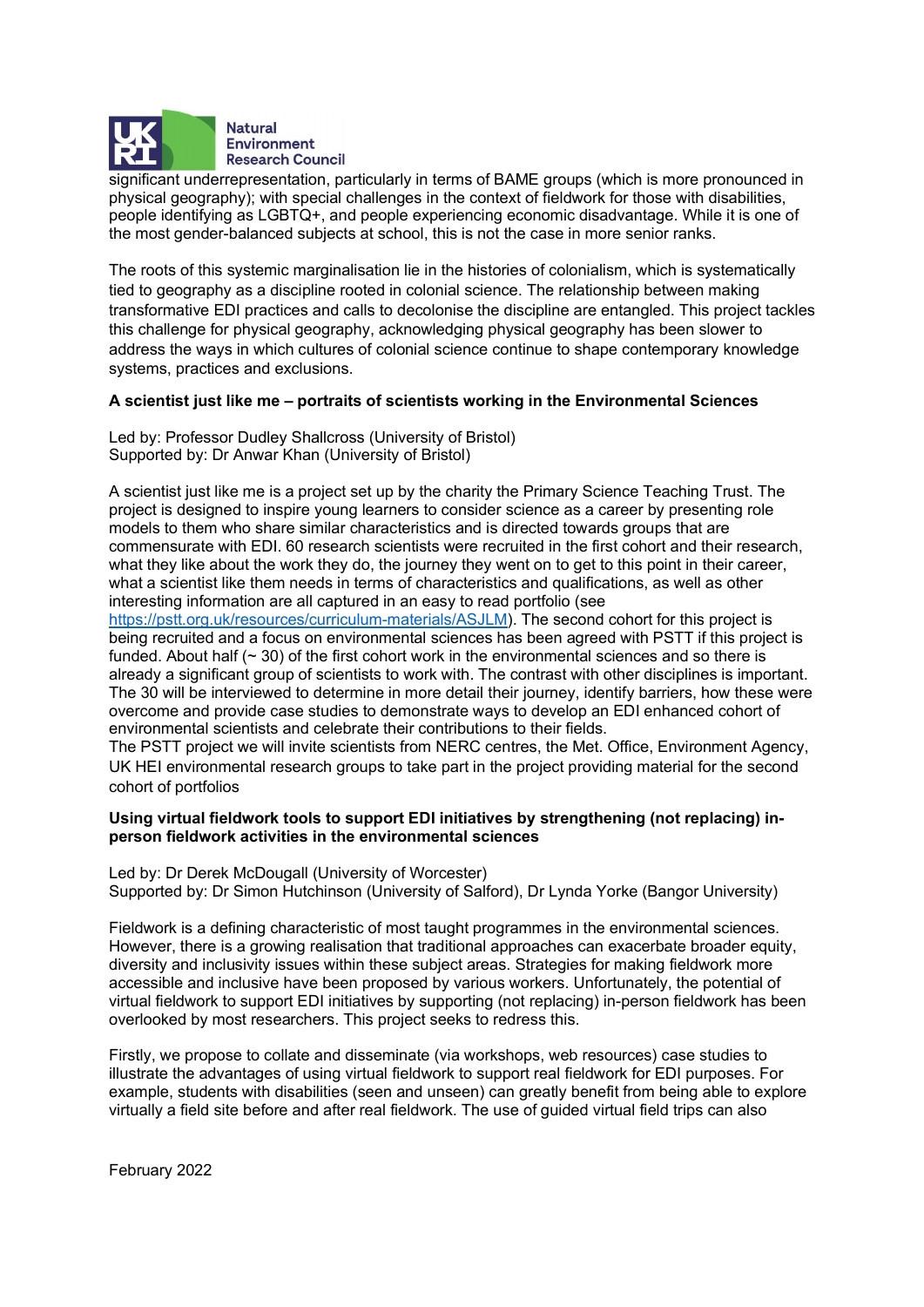significant underrepresentation, particularly in terms of BAME groups (which is more pronounced in physical geography); with special challenges in the context of fieldwork for those with disabilities, people identifying as LGBTQ+, and people experiencing economic disadvantage. While it is one of the most gender-balanced subjects at school, this is not the case in more senior ranks.

The roots of this systemic marginalisation lie in the histories of colonialism, which is systematically tied to geography as a discipline rooted in colonial science. The relationship between making transformative EDI practices and calls to decolonise the discipline are entangled. This project tackles this challenge for physical geography, acknowledging physical geography has been slower to address the ways in which cultures of colonial science continue to shape contemporary knowledge systems, practices and exclusions.

**A scientist just like me – portraits of scientists working in the Environmental Sciences**

Led by: Professor Dudley Shallcross (University of Bristol)
Supported by: Dr Anwar Khan (University of Bristol)

A scientist just like me is a project set up by the charity the Primary Science Teaching Trust. The project is designed to inspire young learners to consider science as a career by presenting role models to them who share similar characteristics and is directed towards groups that are commensurate with EDI. 60 research scientists were recruited in the first cohort and their research, what they like about the work they do, the journey they went on to get to this point in their career, what a scientist like them needs in terms of characteristics and qualifications, as well as other interesting information are all captured in an easy to read portfolio (see https://pstt.org.uk/resources/curriculum-materials/ASJLM). The second cohort for this project is being recruited and a focus on environmental sciences has been agreed with PSTT if this project is funded. About half (~ 30) of the first cohort work in the environmental sciences and so there is already a significant group of scientists to work with. The contrast with other disciplines is important. The 30 will be interviewed to determine in more detail their journey, identify barriers, how these were overcome and provide case studies to demonstrate ways to develop an EDI enhanced cohort of environmental scientists and celebrate their contributions to their fields.
The PSTT project we will invite scientists from NERC centres, the Met. Office, Environment Agency, UK HEI environmental research groups to take part in the project providing material for the second cohort of portfolios

**Using virtual fieldwork tools to support EDI initiatives by strengthening (not replacing) in-person fieldwork activities in the environmental sciences**

Led by: Dr Derek McDougall (University of Worcester)
Supported by: Dr Simon Hutchinson (University of Salford), Dr Lynda Yorke (Bangor University)

Fieldwork is a defining characteristic of most taught programmes in the environmental sciences. However, there is a growing realisation that traditional approaches can exacerbate broader equity, diversity and inclusivity issues within these subject areas. Strategies for making fieldwork more accessible and inclusive have been proposed by various workers. Unfortunately, the potential of virtual fieldwork to support EDI initiatives by supporting (not replacing) in-person fieldwork has been overlooked by most researchers. This project seeks to redress this.

Firstly, we propose to collate and disseminate (via workshops, web resources) case studies to illustrate the advantages of using virtual fieldwork to support real fieldwork for EDI purposes. For example, students with disabilities (seen and unseen) can greatly benefit from being able to explore virtually a field site before and after real fieldwork. The use of guided virtual field trips can also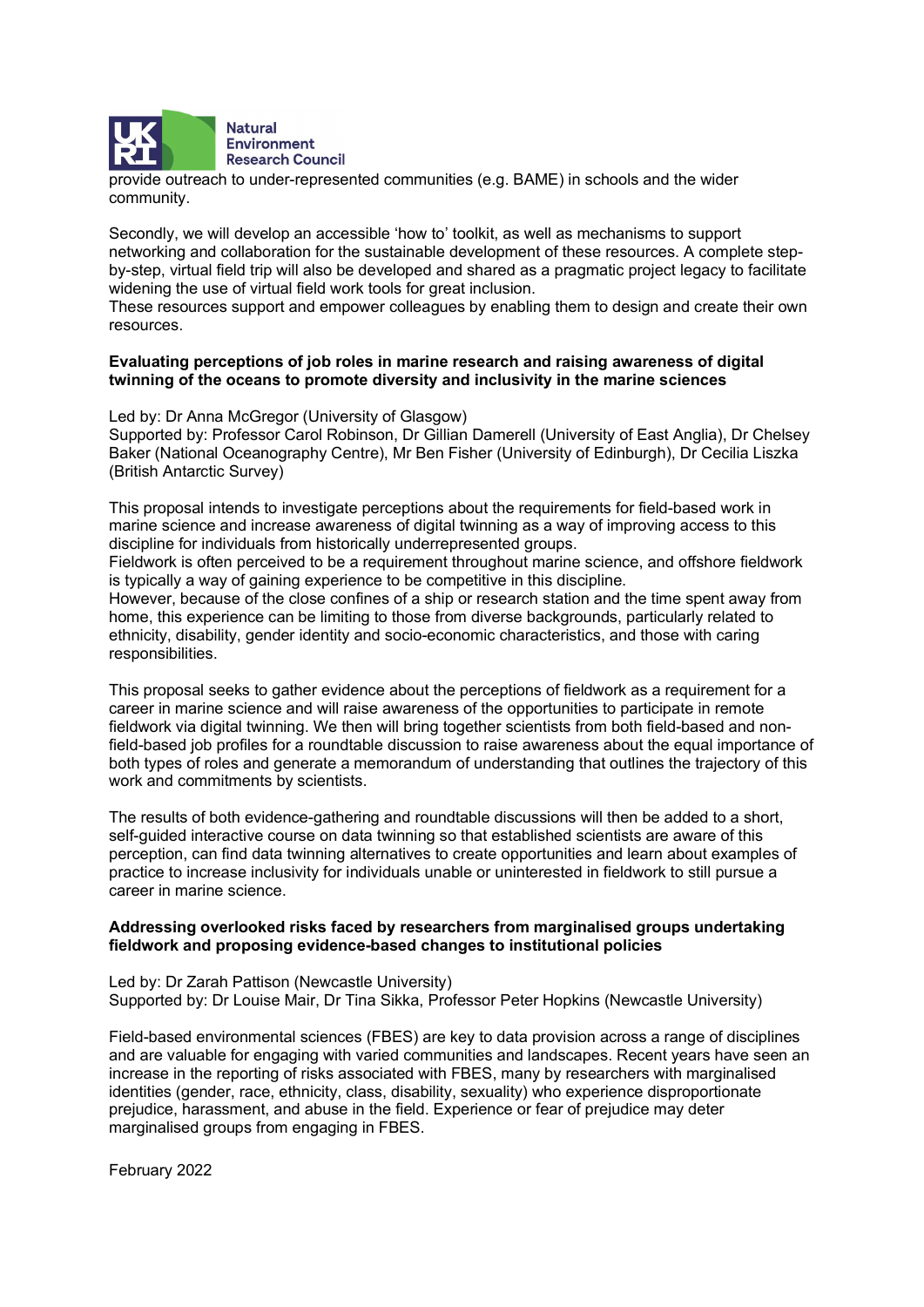provide outreach to under-represented communities (e.g. BAME) in schools and the wider community.

Secondly, we will develop an accessible 'how to' toolkit, as well as mechanisms to support networking and collaboration for the sustainable development of these resources. A complete step-by-step, virtual field trip will also be developed and shared as a pragmatic project legacy to facilitate widening the use of virtual field work tools for great inclusion.
These resources support and empower colleagues by enabling them to design and create their own resources.

**Evaluating perceptions of job roles in marine research and raising awareness of digital twinning of the oceans to promote diversity and inclusivity in the marine sciences**

Led by: Dr Anna McGregor (University of Glasgow)
Supported by: Professor Carol Robinson, Dr Gillian Damerell (University of East Anglia), Dr Chelsey Baker (National Oceanography Centre), Mr Ben Fisher (University of Edinburgh), Dr Cecilia Liszka (British Antarctic Survey)

This proposal intends to investigate perceptions about the requirements for field-based work in marine science and increase awareness of digital twinning as a way of improving access to this discipline for individuals from historically underrepresented groups.
Fieldwork is often perceived to be a requirement throughout marine science, and offshore fieldwork is typically a way of gaining experience to be competitive in this discipline.
However, because of the close confines of a ship or research station and the time spent away from home, this experience can be limiting to those from diverse backgrounds, particularly related to ethnicity, disability, gender identity and socio-economic characteristics, and those with caring responsibilities.

This proposal seeks to gather evidence about the perceptions of fieldwork as a requirement for a career in marine science and will raise awareness of the opportunities to participate in remote fieldwork via digital twinning. We then will bring together scientists from both field-based and non-field-based job profiles for a roundtable discussion to raise awareness about the equal importance of both types of roles and generate a memorandum of understanding that outlines the trajectory of this work and commitments by scientists.

The results of both evidence-gathering and roundtable discussions will then be added to a short, self-guided interactive course on data twinning so that established scientists are aware of this perception, can find data twinning alternatives to create opportunities and learn about examples of practice to increase inclusivity for individuals unable or uninterested in fieldwork to still pursue a career in marine science.

**Addressing overlooked risks faced by researchers from marginalised groups undertaking fieldwork and proposing evidence-based changes to institutional policies**

Led by: Dr Zarah Pattison (Newcastle University)
Supported by: Dr Louise Mair, Dr Tina Sikka, Professor Peter Hopkins (Newcastle University)

Field-based environmental sciences (FBES) are key to data provision across a range of disciplines and are valuable for engaging with varied communities and landscapes. Recent years have seen an increase in the reporting of risks associated with FBES, many by researchers with marginalised identities (gender, race, ethnicity, class, disability, sexuality) who experience disproportionate prejudice, harassment, and abuse in the field. Experience or fear of prejudice may deter marginalised groups from engaging in FBES.

February 2022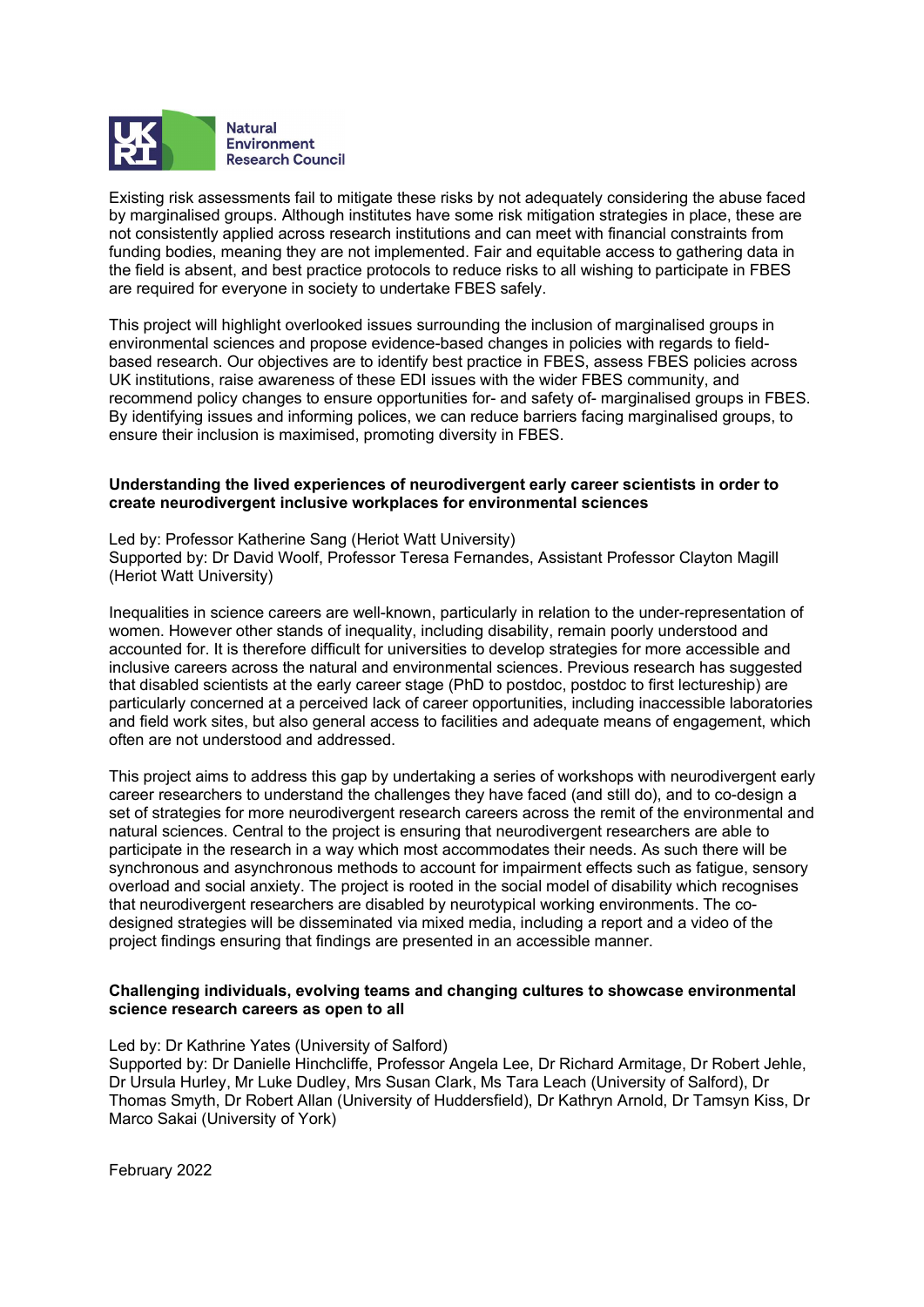Existing risk assessments fail to mitigate these risks by not adequately considering the abuse faced by marginalised groups. Although institutes have some risk mitigation strategies in place, these are not consistently applied across research institutions and can meet with financial constraints from funding bodies, meaning they are not implemented. Fair and equitable access to gathering data in the field is absent, and best practice protocols to reduce risks to all wishing to participate in FBES are required for everyone in society to undertake FBES safely.

This project will highlight overlooked issues surrounding the inclusion of marginalised groups in environmental sciences and propose evidence-based changes in policies with regards to field-based research. Our objectives are to identify best practice in FBES, assess FBES policies across UK institutions, raise awareness of these EDI issues with the wider FBES community, and recommend policy changes to ensure opportunities for- and safety of- marginalised groups in FBES. By identifying issues and informing polices, we can reduce barriers facing marginalised groups, to ensure their inclusion is maximised, promoting diversity in FBES.

**Understanding the lived experiences of neurodivergent early career scientists in order to create neurodivergent inclusive workplaces for environmental sciences**

Led by: Professor Katherine Sang (Heriot Watt University)
Supported by: Dr David Woolf, Professor Teresa Fernandes, Assistant Professor Clayton Magill (Heriot Watt University)

Inequalities in science careers are well-known, particularly in relation to the under-representation of women. However other stands of inequality, including disability, remain poorly understood and accounted for. It is therefore difficult for universities to develop strategies for more accessible and inclusive careers across the natural and environmental sciences. Previous research has suggested that disabled scientists at the early career stage (PhD to postdoc, postdoc to first lectureship) are particularly concerned at a perceived lack of career opportunities, including inaccessible laboratories and field work sites, but also general access to facilities and adequate means of engagement, which often are not understood and addressed.

This project aims to address this gap by undertaking a series of workshops with neurodivergent early career researchers to understand the challenges they have faced (and still do), and to co-design a set of strategies for more neurodivergent research careers across the remit of the environmental and natural sciences. Central to the project is ensuring that neurodivergent researchers are able to participate in the research in a way which most accommodates their needs. As such there will be synchronous and asynchronous methods to account for impairment effects such as fatigue, sensory overload and social anxiety. The project is rooted in the social model of disability which recognises that neurodivergent researchers are disabled by neurotypical working environments. The co-designed strategies will be disseminated via mixed media, including a report and a video of the project findings ensuring that findings are presented in an accessible manner.

**Challenging individuals, evolving teams and changing cultures to showcase environmental science research careers as open to all**

Led by: Dr Kathrine Yates (University of Salford)
Supported by: Dr Danielle Hinchcliffe, Professor Angela Lee, Dr Richard Armitage, Dr Robert Jehle, Dr Ursula Hurley, Mr Luke Dudley, Mrs Susan Clark, Ms Tara Leach (University of Salford), Dr Thomas Smyth, Dr Robert Allan (University of Huddersfield), Dr Kathryn Arnold, Dr Tamsyn Kiss, Dr Marco Sakai (University of York)

February 2022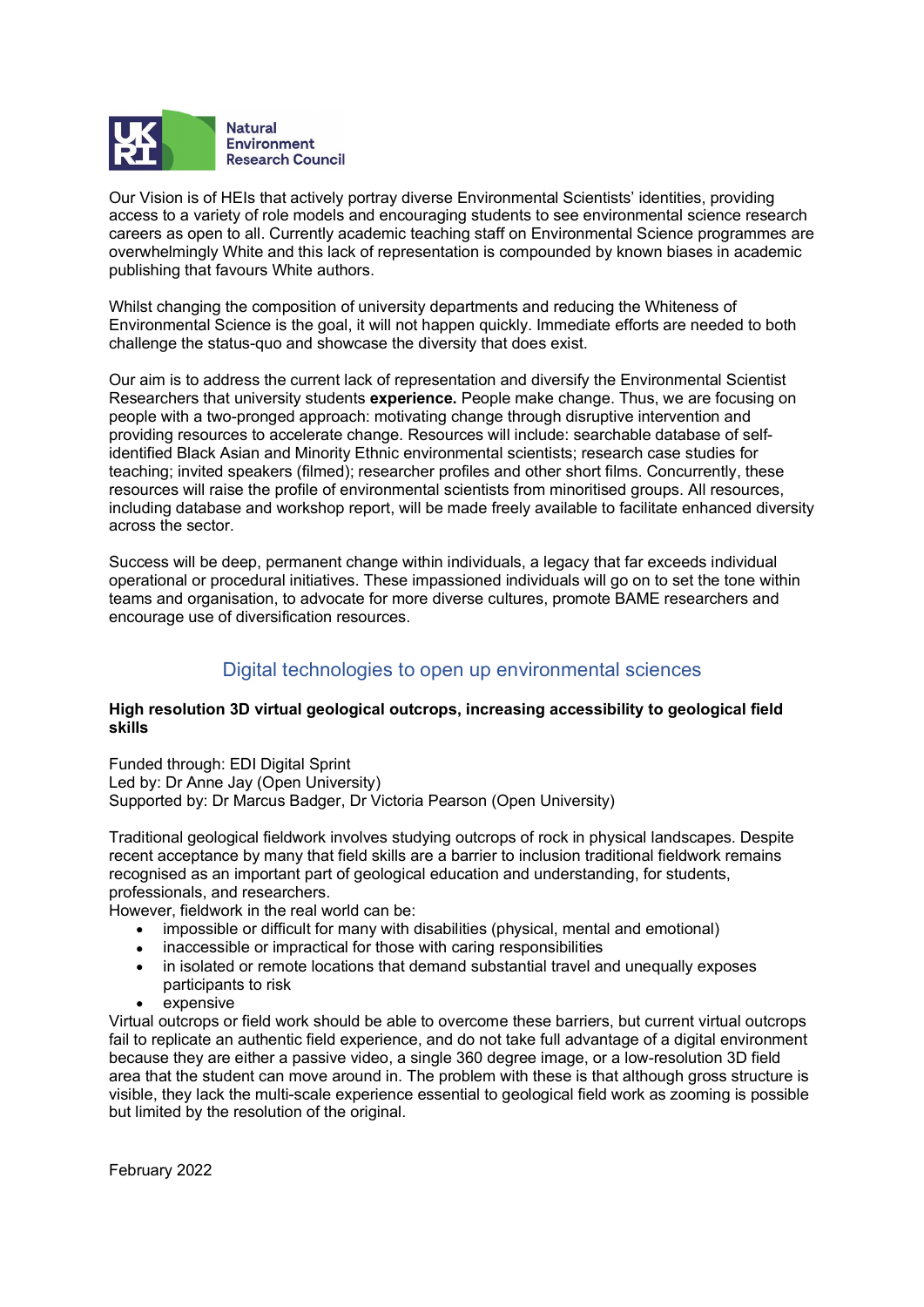Our Vision is of HEIs that actively portray diverse Environmental Scientists' identities, providing access to a variety of role models and encouraging students to see environmental science research careers as open to all. Currently academic teaching staff on Environmental Science programmes are overwhelmingly White and this lack of representation is compounded by known biases in academic publishing that favours White authors.

Whilst changing the composition of university departments and reducing the Whiteness of Environmental Science is the goal, it will not happen quickly. Immediate efforts are needed to both challenge the status-quo and showcase the diversity that does exist.

Our aim is to address the current lack of representation and diversify the Environmental Scientist Researchers that university students **experience.** People make change. Thus, we are focusing on people with a two-pronged approach: motivating change through disruptive intervention and providing resources to accelerate change. Resources will include: searchable database of self-identified Black Asian and Minority Ethnic environmental scientists; research case studies for teaching; invited speakers (filmed); researcher profiles and other short films. Concurrently, these resources will raise the profile of environmental scientists from minoritised groups. All resources, including database and workshop report, will be made freely available to facilitate enhanced diversity across the sector.

Success will be deep, permanent change within individuals, a legacy that far exceeds individual operational or procedural initiatives. These impassioned individuals will go on to set the tone within teams and organisation, to advocate for more diverse cultures, promote BAME researchers and encourage use of diversification resources.

## Digital technologies to open up environmental sciences

**High resolution 3D virtual geological outcrops, increasing accessibility to geological field skills**

Funded through: EDI Digital Sprint
Led by: Dr Anne Jay (Open University)
Supported by: Dr Marcus Badger, Dr Victoria Pearson (Open University)

Traditional geological fieldwork involves studying outcrops of rock in physical landscapes. Despite recent acceptance by many that field skills are a barrier to inclusion traditional fieldwork remains recognised as an important part of geological education and understanding, for students, professionals, and researchers.
However, fieldwork in the real world can be:

- impossible or difficult for many with disabilities (physical, mental and emotional)
- inaccessible or impractical for those with caring responsibilities
- in isolated or remote locations that demand substantial travel and unequally exposes participants to risk
- expensive

Virtual outcrops or field work should be able to overcome these barriers, but current virtual outcrops fail to replicate an authentic field experience, and do not take full advantage of a digital environment because they are either a passive video, a single 360 degree image, or a low-resolution 3D field area that the student can move around in. The problem with these is that although gross structure is visible, they lack the multi-scale experience essential to geological field work as zooming is possible but limited by the resolution of the original.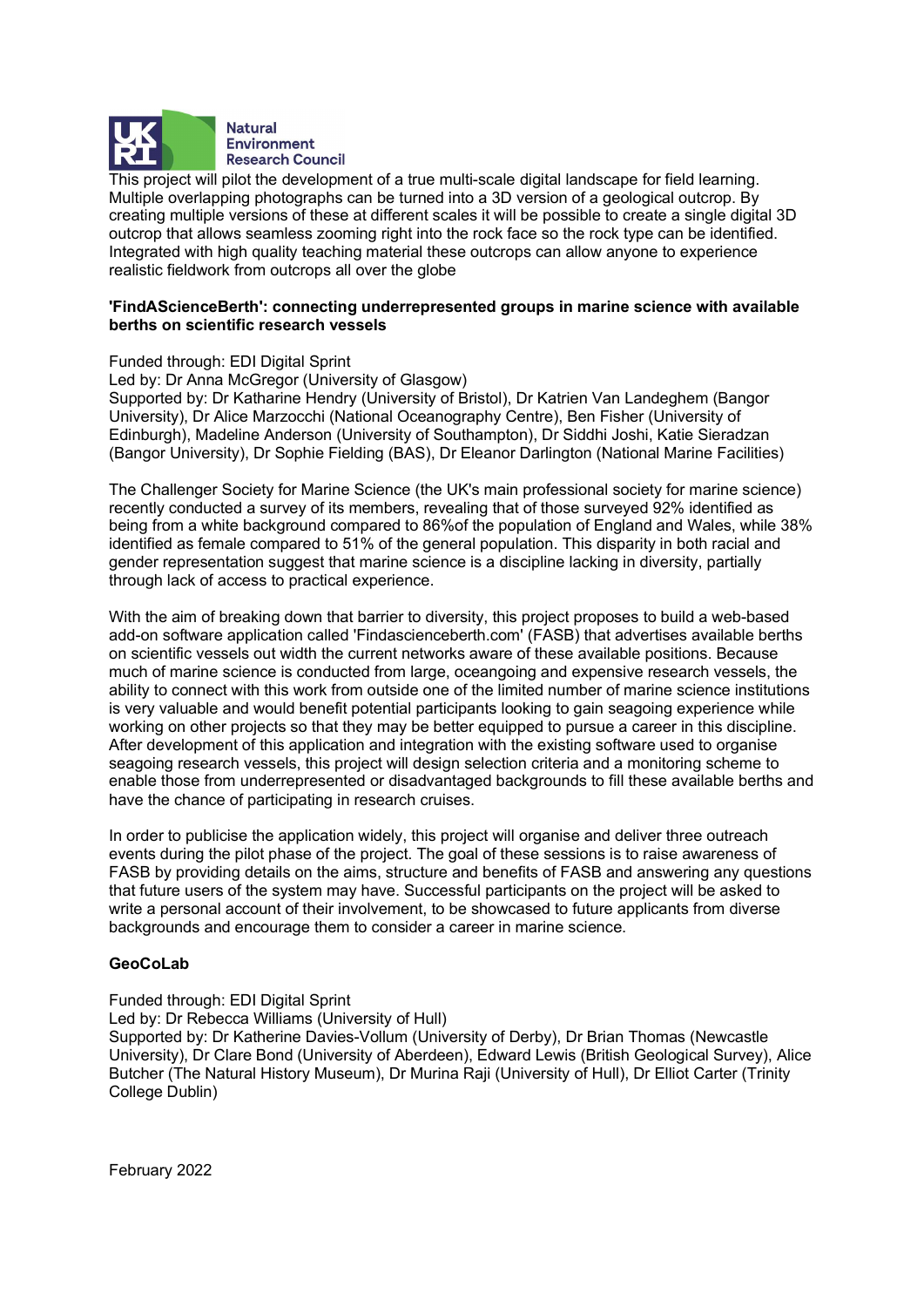This project will pilot the development of a true multi-scale digital landscape for field learning. Multiple overlapping photographs can be turned into a 3D version of a geological outcrop. By creating multiple versions of these at different scales it will be possible to create a single digital 3D outcrop that allows seamless zooming right into the rock face so the rock type can be identified. Integrated with high quality teaching material these outcrops can allow anyone to experience realistic fieldwork from outcrops all over the globe

**'FindAScienceBerth': connecting underrepresented groups in marine science with available berths on scientific research vessels**

Funded through: EDI Digital Sprint
Led by: Dr Anna McGregor (University of Glasgow)
Supported by: Dr Katharine Hendry (University of Bristol), Dr Katrien Van Landeghem (Bangor University), Dr Alice Marzocchi (National Oceanography Centre), Ben Fisher (University of Edinburgh), Madeline Anderson (University of Southampton), Dr Siddhi Joshi, Katie Sieradzan (Bangor University), Dr Sophie Fielding (BAS), Dr Eleanor Darlington (National Marine Facilities)

The Challenger Society for Marine Science (the UK's main professional society for marine science) recently conducted a survey of its members, revealing that of those surveyed 92% identified as being from a white background compared to 86%of the population of England and Wales, while 38% identified as female compared to 51% of the general population. This disparity in both racial and gender representation suggest that marine science is a discipline lacking in diversity, partially through lack of access to practical experience.

With the aim of breaking down that barrier to diversity, this project proposes to build a web-based add-on software application called 'Findascienceberth.com' (FASB) that advertises available berths on scientific vessels out width the current networks aware of these available positions. Because much of marine science is conducted from large, oceangoing and expensive research vessels, the ability to connect with this work from outside one of the limited number of marine science institutions is very valuable and would benefit potential participants looking to gain seagoing experience while working on other projects so that they may be better equipped to pursue a career in this discipline. After development of this application and integration with the existing software used to organise seagoing research vessels, this project will design selection criteria and a monitoring scheme to enable those from underrepresented or disadvantaged backgrounds to fill these available berths and have the chance of participating in research cruises.

In order to publicise the application widely, this project will organise and deliver three outreach events during the pilot phase of the project. The goal of these sessions is to raise awareness of FASB by providing details on the aims, structure and benefits of FASB and answering any questions that future users of the system may have. Successful participants on the project will be asked to write a personal account of their involvement, to be showcased to future applicants from diverse backgrounds and encourage them to consider a career in marine science.

**GeoCoLab**

Funded through: EDI Digital Sprint
Led by: Dr Rebecca Williams (University of Hull)
Supported by: Dr Katherine Davies-Vollum (University of Derby), Dr Brian Thomas (Newcastle University), Dr Clare Bond (University of Aberdeen), Edward Lewis (British Geological Survey), Alice Butcher (The Natural History Museum), Dr Murina Raji (University of Hull), Dr Elliot Carter (Trinity College Dublin)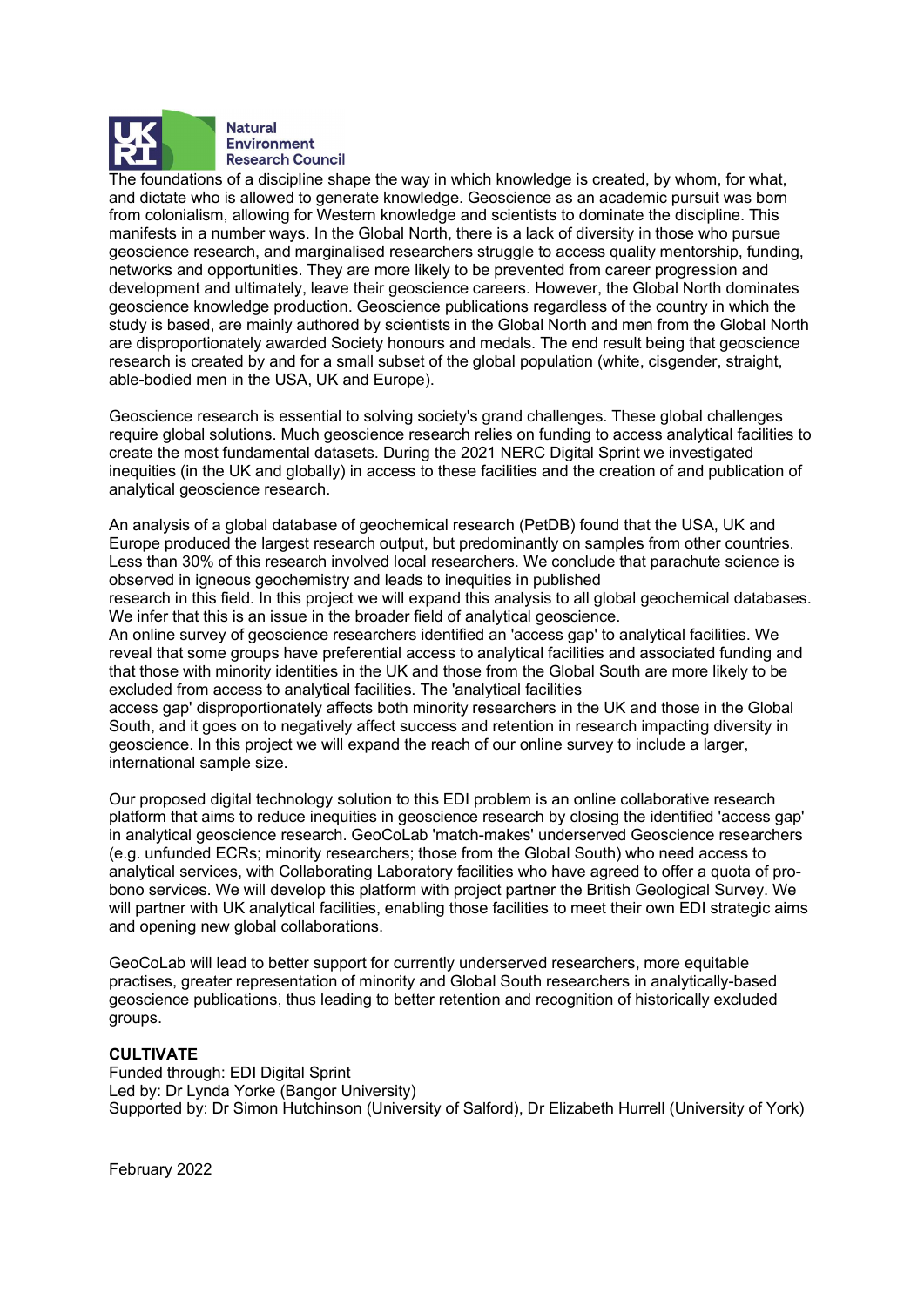Natural Environment Research Council

The foundations of a discipline shape the way in which knowledge is created, by whom, for what, and dictate who is allowed to generate knowledge. Geoscience as an academic pursuit was born from colonialism, allowing for Western knowledge and scientists to dominate the discipline. This manifests in a number ways. In the Global North, there is a lack of diversity in those who pursue geoscience research, and marginalised researchers struggle to access quality mentorship, funding, networks and opportunities. They are more likely to be prevented from career progression and development and ultimately, leave their geoscience careers. However, the Global North dominates geoscience knowledge production. Geoscience publications regardless of the country in which the study is based, are mainly authored by scientists in the Global North and men from the Global North are disproportionately awarded Society honours and medals. The end result being that geoscience research is created by and for a small subset of the global population (white, cisgender, straight, able-bodied men in the USA, UK and Europe).

Geoscience research is essential to solving society's grand challenges. These global challenges require global solutions. Much geoscience research relies on funding to access analytical facilities to create the most fundamental datasets. During the 2021 NERC Digital Sprint we investigated inequities (in the UK and globally) in access to these facilities and the creation of and publication of analytical geoscience research.

An analysis of a global database of geochemical research (PetDB) found that the USA, UK and Europe produced the largest research output, but predominantly on samples from other countries. Less than 30% of this research involved local researchers. We conclude that parachute science is observed in igneous geochemistry and leads to inequities in published research in this field. In this project we will expand this analysis to all global geochemical databases. We infer that this is an issue in the broader field of analytical geoscience.
An online survey of geoscience researchers identified an 'access gap' to analytical facilities. We reveal that some groups have preferential access to analytical facilities and associated funding and that those with minority identities in the UK and those from the Global South are more likely to be excluded from access to analytical facilities. The 'analytical facilities access gap' disproportionately affects both minority researchers in the UK and those in the Global South, and it goes on to negatively affect success and retention in research impacting diversity in geoscience. In this project we will expand the reach of our online survey to include a larger, international sample size.

Our proposed digital technology solution to this EDI problem is an online collaborative research platform that aims to reduce inequities in geoscience research by closing the identified 'access gap' in analytical geoscience research. GeoCoLab 'match-makes' underserved Geoscience researchers (e.g. unfunded ECRs; minority researchers; those from the Global South) who need access to analytical services, with Collaborating Laboratory facilities who have agreed to offer a quota of pro-bono services. We will develop this platform with project partner the British Geological Survey. We will partner with UK analytical facilities, enabling those facilities to meet their own EDI strategic aims and opening new global collaborations.

GeoCoLab will lead to better support for currently underserved researchers, more equitable practises, greater representation of minority and Global South researchers in analytically-based geoscience publications, thus leading to better retention and recognition of historically excluded groups.

**CULTIVATE**
Funded through: EDI Digital Sprint
Led by: Dr Lynda Yorke (Bangor University)
Supported by: Dr Simon Hutchinson (University of Salford), Dr Elizabeth Hurrell (University of York)

February 2022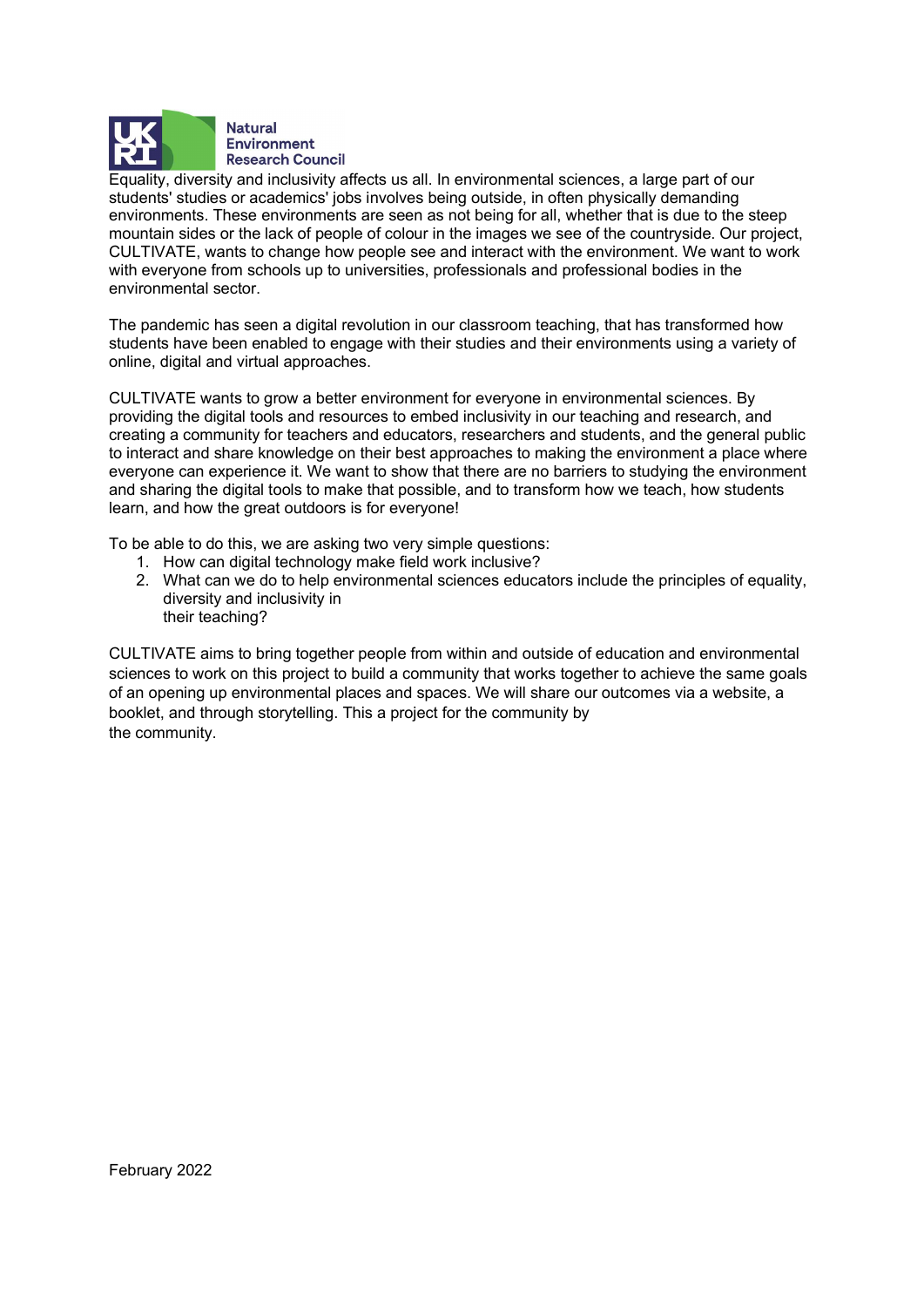Natural Environment Research Council

Equality, diversity and inclusivity affects us all. In environmental sciences, a large part of our students' studies or academics' jobs involves being outside, in often physically demanding environments. These environments are seen as not being for all, whether that is due to the steep mountain sides or the lack of people of colour in the images we see of the countryside. Our project, CULTIVATE, wants to change how people see and interact with the environment. We want to work with everyone from schools up to universities, professionals and professional bodies in the environmental sector.

The pandemic has seen a digital revolution in our classroom teaching, that has transformed how students have been enabled to engage with their studies and their environments using a variety of online, digital and virtual approaches.

CULTIVATE wants to grow a better environment for everyone in environmental sciences. By providing the digital tools and resources to embed inclusivity in our teaching and research, and creating a community for teachers and educators, researchers and students, and the general public to interact and share knowledge on their best approaches to making the environment a place where everyone can experience it. We want to show that there are no barriers to studying the environment and sharing the digital tools to make that possible, and to transform how we teach, how students learn, and how the great outdoors is for everyone!

To be able to do this, we are asking two very simple questions:

1. How can digital technology make field work inclusive?
2. What can we do to help environmental sciences educators include the principles of equality, diversity and inclusivity in their teaching?

CULTIVATE aims to bring together people from within and outside of education and environmental sciences to work on this project to build a community that works together to achieve the same goals of an opening up environmental places and spaces. We will share our outcomes via a website, a booklet, and through storytelling. This a project for the community by the community.

February 2022